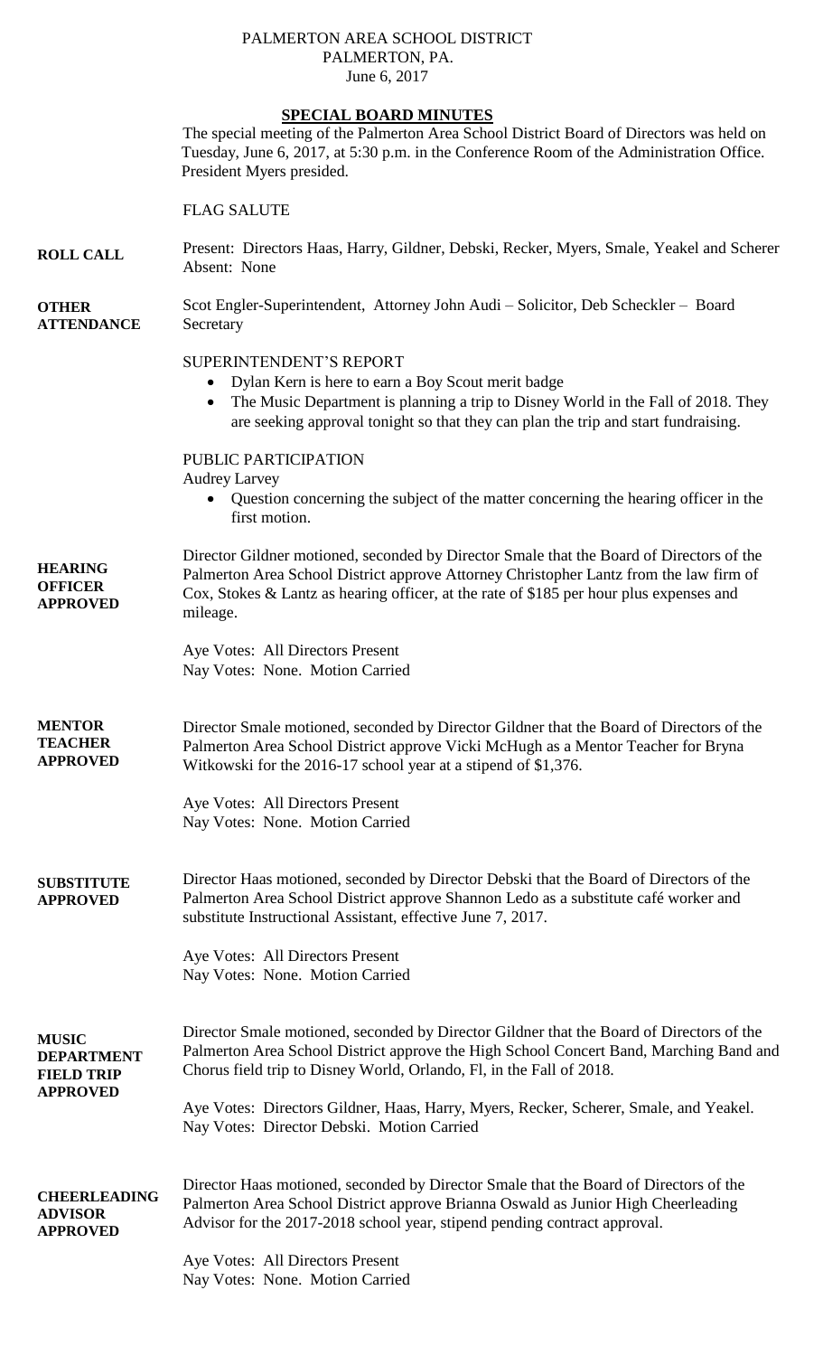PALMERTON AREA SCHOOL DISTRICT
PALMERTON, PA.
June 6, 2017

# SPECIAL BOARD MINUTES

The special meeting of the Palmerton Area School District Board of Directors was held on Tuesday, June 6, 2017, at 5:30 p.m. in the Conference Room of the Administration Office. President Myers presided.

FLAG SALUTE

**ROLL CALL**

Present: Directors Haas, Harry, Gildner, Debski, Recker, Myers, Smale, Yeakel and Scherer
Absent: None

**OTHER ATTENDANCE**

Scot Engler-Superintendent, Attorney John Audi – Solicitor, Deb Scheckler – Board Secretary

SUPERINTENDENT'S REPORT

- Dylan Kern is here to earn a Boy Scout merit badge
- The Music Department is planning a trip to Disney World in the Fall of 2018. They are seeking approval tonight so that they can plan the trip and start fundraising.

PUBLIC PARTICIPATION

Audrey Larvey

- Question concerning the subject of the matter concerning the hearing officer in the first motion.

**HEARING OFFICER APPROVED**

Director Gildner motioned, seconded by Director Smale that the Board of Directors of the Palmerton Area School District approve Attorney Christopher Lantz from the law firm of Cox, Stokes & Lantz as hearing officer, at the rate of $185 per hour plus expenses and mileage.

Aye Votes: All Directors Present
Nay Votes: None. Motion Carried

**MENTOR TEACHER APPROVED**

Director Smale motioned, seconded by Director Gildner that the Board of Directors of the Palmerton Area School District approve Vicki McHugh as a Mentor Teacher for Bryna Witkowski for the 2016-17 school year at a stipend of $1,376.

Aye Votes: All Directors Present
Nay Votes: None. Motion Carried

**SUBSTITUTE APPROVED**

Director Haas motioned, seconded by Director Debski that the Board of Directors of the Palmerton Area School District approve Shannon Ledo as a substitute café worker and substitute Instructional Assistant, effective June 7, 2017.

Aye Votes: All Directors Present
Nay Votes: None. Motion Carried

**MUSIC DEPARTMENT FIELD TRIP APPROVED**

Director Smale motioned, seconded by Director Gildner that the Board of Directors of the Palmerton Area School District approve the High School Concert Band, Marching Band and Chorus field trip to Disney World, Orlando, Fl, in the Fall of 2018.

Aye Votes: Directors Gildner, Haas, Harry, Myers, Recker, Scherer, Smale, and Yeakel.
Nay Votes: Director Debski. Motion Carried

**CHEERLEADING ADVISOR APPROVED**

Director Haas motioned, seconded by Director Smale that the Board of Directors of the Palmerton Area School District approve Brianna Oswald as Junior High Cheerleading Advisor for the 2017-2018 school year, stipend pending contract approval.

Aye Votes: All Directors Present
Nay Votes: None. Motion Carried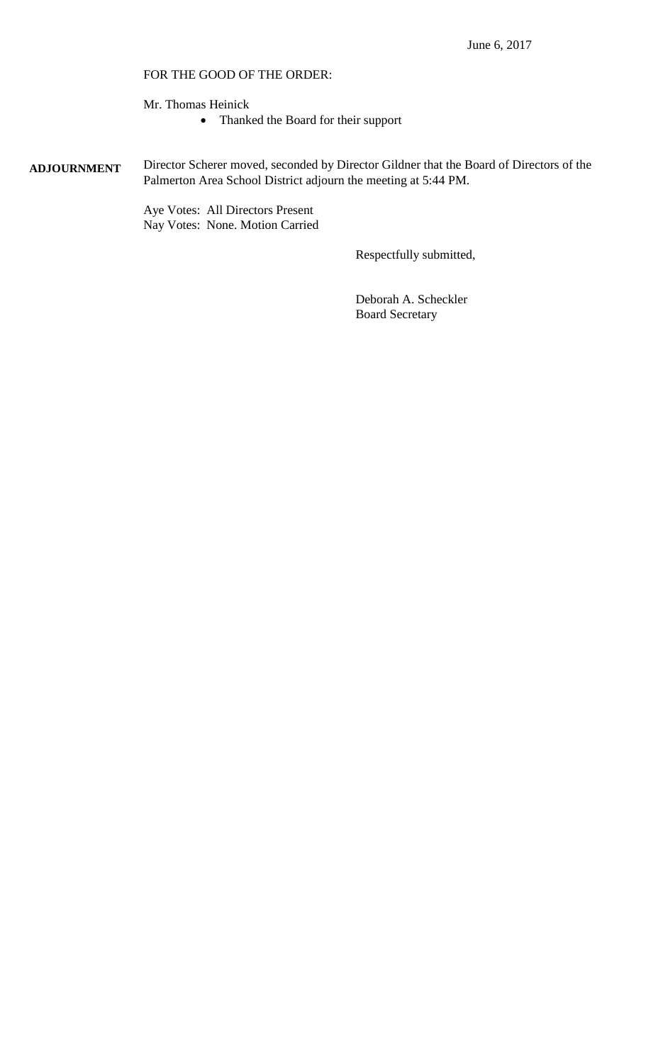FOR THE GOOD OF THE ORDER:

Mr. Thomas Heinick

- Thanked the Board for their support

**ADJOURNMENT** Director Scherer moved, seconded by Director Gildner that the Board of Directors of the Palmerton Area School District adjourn the meeting at 5:44 PM.

Aye Votes: All Directors Present
Nay Votes: None. Motion Carried

Respectfully submitted,

Deborah A. Scheckler
Board Secretary